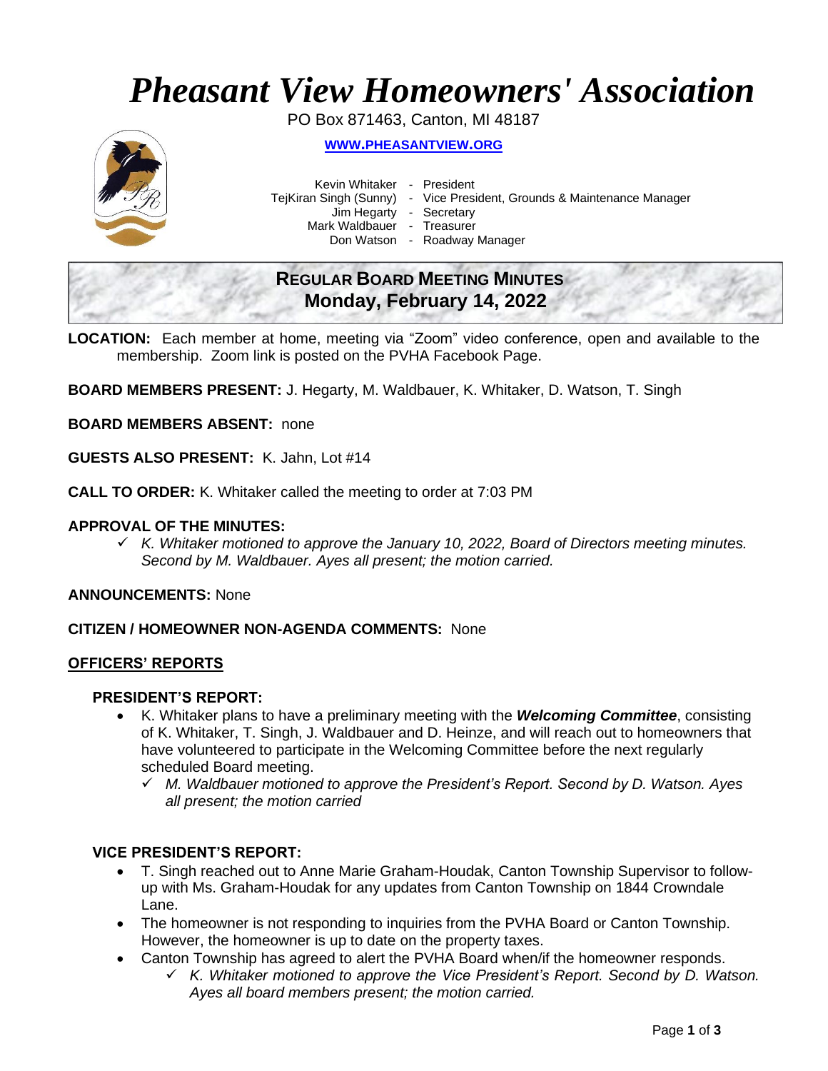# *Pheasant View Homeowners' Association*

PO Box 871463, Canton, MI 48187

**[WWW.PHEASANTVIEW.ORG](http://www.pheasantview.org)**

Kevin Whitaker - President
TejKiran Singh (Sunny) - Vice President, Grounds & Maintenance Manager
Jim Hegarty - Secretary
Mark Waldbauer - Treasurer
Don Watson - Roadway Manager

## REGULAR BOARD MEETING MINUTES
## Monday, February 14, 2022

**LOCATION:** Each member at home, meeting via "Zoom" video conference, open and available to the membership. Zoom link is posted on the PVHA Facebook Page.

**BOARD MEMBERS PRESENT:** J. Hegarty, M. Waldbauer, K. Whitaker, D. Watson, T. Singh

**BOARD MEMBERS ABSENT:** none

**GUESTS ALSO PRESENT:** K. Jahn, Lot #14

**CALL TO ORDER:** K. Whitaker called the meeting to order at 7:03 PM

**APPROVAL OF THE MINUTES:**

- ✓ *K. Whitaker motioned to approve the January 10, 2022, Board of Directors meeting minutes. Second by M. Waldbauer. Ayes all present; the motion carried.*

**ANNOUNCEMENTS:** None

**CITIZEN / HOMEOWNER NON-AGENDA COMMENTS:** None

**<u>OFFICERS' REPORTS</u>**

### PRESIDENT'S REPORT:

- K. Whitaker plans to have a preliminary meeting with the ***Welcoming Committee***, consisting of K. Whitaker, T. Singh, J. Waldbauer and D. Heinze, and will reach out to homeowners that have volunteered to participate in the Welcoming Committee before the next regularly scheduled Board meeting.
  - ✓ *M. Waldbauer motioned to approve the President's Report. Second by D. Watson. Ayes all present; the motion carried*

### VICE PRESIDENT'S REPORT:

- T. Singh reached out to Anne Marie Graham-Houdak, Canton Township Supervisor to follow-up with Ms. Graham-Houdak for any updates from Canton Township on 1844 Crowndale Lane.
- The homeowner is not responding to inquiries from the PVHA Board or Canton Township. However, the homeowner is up to date on the property taxes.
- Canton Township has agreed to alert the PVHA Board when/if the homeowner responds.
  - ✓ *K. Whitaker motioned to approve the Vice President's Report. Second by D. Watson. Ayes all board members present; the motion carried.*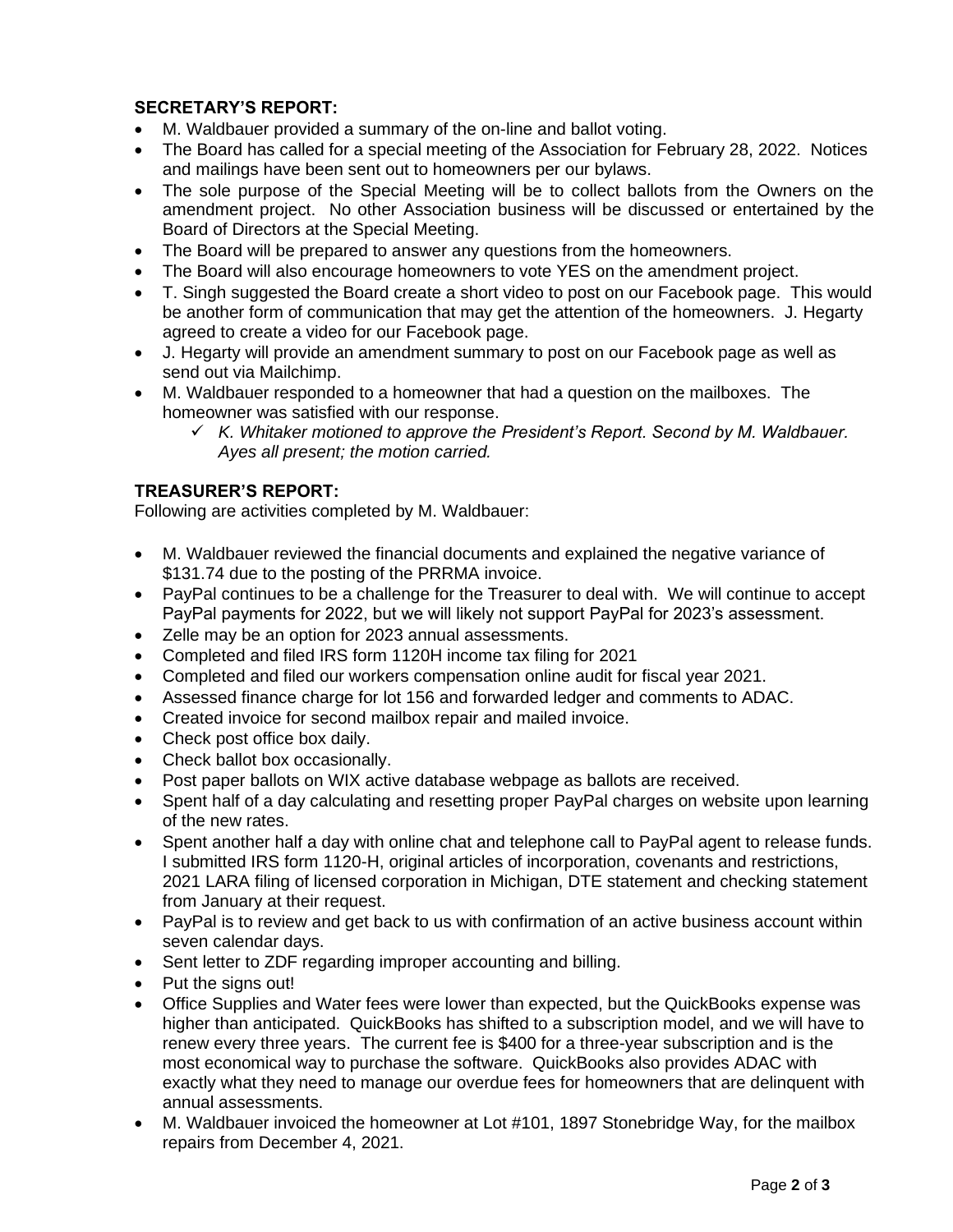**SECRETARY'S REPORT:**

- M. Waldbauer provided a summary of the on-line and ballot voting.
- The Board has called for a special meeting of the Association for February 28, 2022. Notices and mailings have been sent out to homeowners per our bylaws.
- The sole purpose of the Special Meeting will be to collect ballots from the Owners on the amendment project. No other Association business will be discussed or entertained by the Board of Directors at the Special Meeting.
- The Board will be prepared to answer any questions from the homeowners.
- The Board will also encourage homeowners to vote YES on the amendment project.
- T. Singh suggested the Board create a short video to post on our Facebook page. This would be another form of communication that may get the attention of the homeowners. J. Hegarty agreed to create a video for our Facebook page.
- J. Hegarty will provide an amendment summary to post on our Facebook page as well as send out via Mailchimp.
- M. Waldbauer responded to a homeowner that had a question on the mailboxes. The homeowner was satisfied with our response.
    - ✓ *K. Whitaker motioned to approve the President's Report. Second by M. Waldbauer. Ayes all present; the motion carried.*

**TREASURER'S REPORT:**

Following are activities completed by M. Waldbauer:

- M. Waldbauer reviewed the financial documents and explained the negative variance of $131.74 due to the posting of the PRRMA invoice.
- PayPal continues to be a challenge for the Treasurer to deal with. We will continue to accept PayPal payments for 2022, but we will likely not support PayPal for 2023's assessment.
- Zelle may be an option for 2023 annual assessments.
- Completed and filed IRS form 1120H income tax filing for 2021
- Completed and filed our workers compensation online audit for fiscal year 2021.
- Assessed finance charge for lot 156 and forwarded ledger and comments to ADAC.
- Created invoice for second mailbox repair and mailed invoice.
- Check post office box daily.
- Check ballot box occasionally.
- Post paper ballots on WIX active database webpage as ballots are received.
- Spent half of a day calculating and resetting proper PayPal charges on website upon learning of the new rates.
- Spent another half a day with online chat and telephone call to PayPal agent to release funds. I submitted IRS form 1120-H, original articles of incorporation, covenants and restrictions, 2021 LARA filing of licensed corporation in Michigan, DTE statement and checking statement from January at their request.
- PayPal is to review and get back to us with confirmation of an active business account within seven calendar days.
- Sent letter to ZDF regarding improper accounting and billing.
- Put the signs out!
- Office Supplies and Water fees were lower than expected, but the QuickBooks expense was higher than anticipated. QuickBooks has shifted to a subscription model, and we will have to renew every three years. The current fee is $400 for a three-year subscription and is the most economical way to purchase the software. QuickBooks also provides ADAC with exactly what they need to manage our overdue fees for homeowners that are delinquent with annual assessments.
- M. Waldbauer invoiced the homeowner at Lot #101, 1897 Stonebridge Way, for the mailbox repairs from December 4, 2021.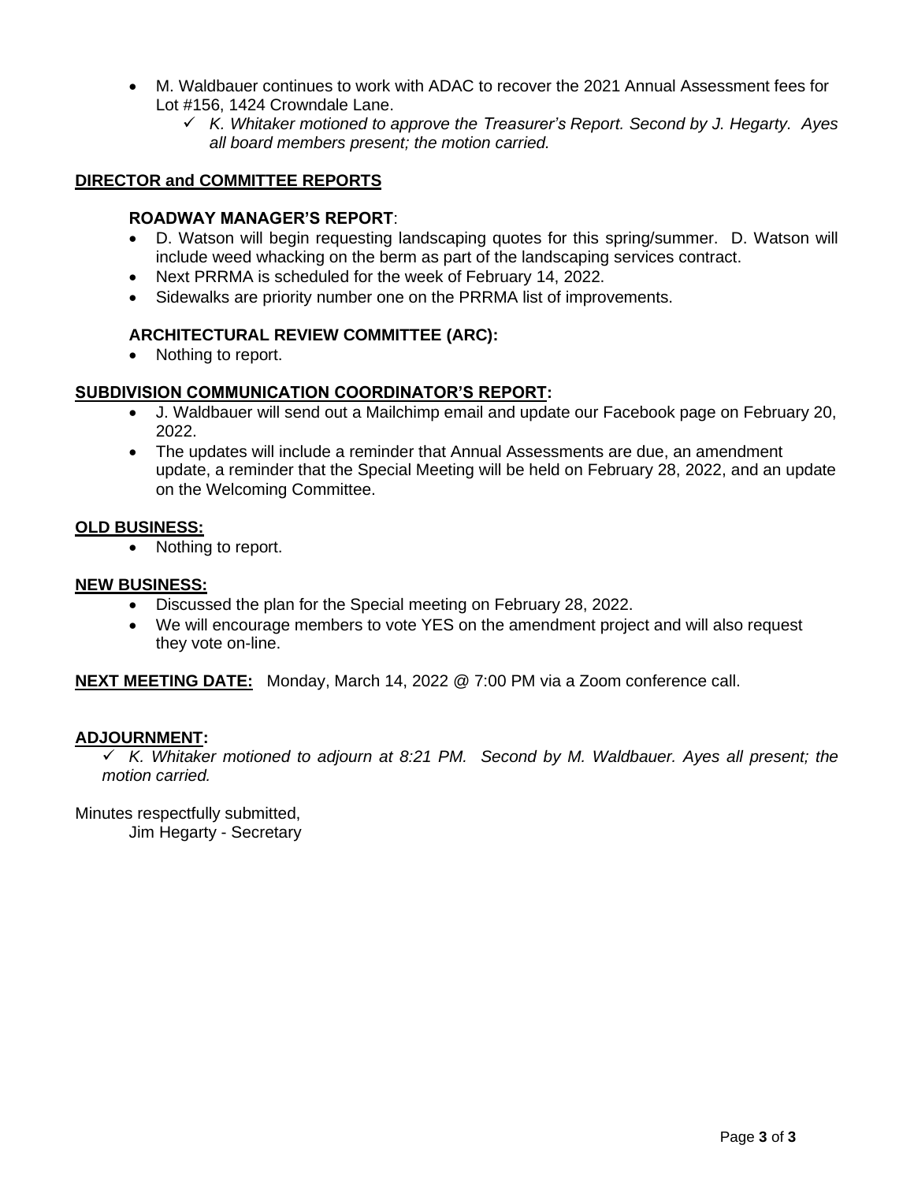- M. Waldbauer continues to work with ADAC to recover the 2021 Annual Assessment fees for Lot #156, 1424 Crowndale Lane.
  - ✓ *K. Whitaker motioned to approve the Treasurer's Report. Second by J. Hegarty. Ayes all board members present; the motion carried.*

## DIRECTOR and COMMITTEE REPORTS

### ROADWAY MANAGER'S REPORT:

- D. Watson will begin requesting landscaping quotes for this spring/summer. D. Watson will include weed whacking on the berm as part of the landscaping services contract.
- Next PRRMA is scheduled for the week of February 14, 2022.
- Sidewalks are priority number one on the PRRMA list of improvements.

### ARCHITECTURAL REVIEW COMMITTEE (ARC):

- Nothing to report.

## SUBDIVISION COMMUNICATION COORDINATOR'S REPORT:

- J. Waldbauer will send out a Mailchimp email and update our Facebook page on February 20, 2022.
- The updates will include a reminder that Annual Assessments are due, an amendment update, a reminder that the Special Meeting will be held on February 28, 2022, and an update on the Welcoming Committee.

## OLD BUSINESS:

- Nothing to report.

## NEW BUSINESS:

- Discussed the plan for the Special meeting on February 28, 2022.
- We will encourage members to vote YES on the amendment project and will also request they vote on-line.

**NEXT MEETING DATE:** Monday, March 14, 2022 @ 7:00 PM via a Zoom conference call.

## ADJOURNMENT:

✓ *K. Whitaker motioned to adjourn at 8:21 PM. Second by M. Waldbauer. Ayes all present; the motion carried.*

Minutes respectfully submitted,
Jim Hegarty - Secretary